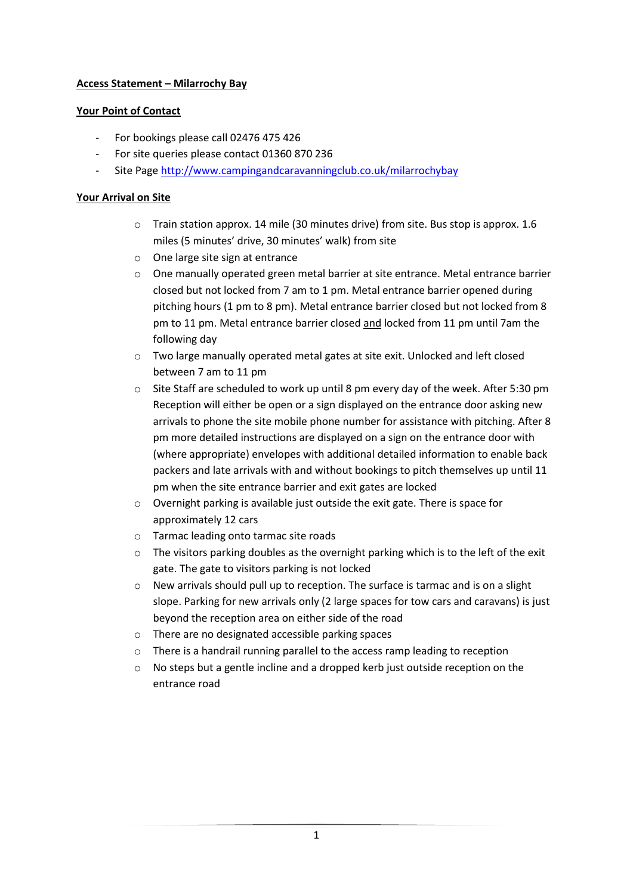**Access Statement – Milarrochy Bay**

**Your Point of Contact**

- For bookings please call 02476 475 426
- For site queries please contact 01360 870 236
- Site Page http://www.campingandcaravanningclub.co.uk/milarrochybay

**Your Arrival on Site**

- Train station approx. 14 mile (30 minutes drive) from site. Bus stop is approx. 1.6 miles (5 minutes' drive, 30 minutes' walk) from site
- One large site sign at entrance
- One manually operated green metal barrier at site entrance. Metal entrance barrier closed but not locked from 7 am to 1 pm. Metal entrance barrier opened during pitching hours (1 pm to 8 pm). Metal entrance barrier closed but not locked from 8 pm to 11 pm. Metal entrance barrier closed <u>and</u> locked from 11 pm until 7am the following day
- Two large manually operated metal gates at site exit. Unlocked and left closed between 7 am to 11 pm
- Site Staff are scheduled to work up until 8 pm every day of the week. After 5:30 pm Reception will either be open or a sign displayed on the entrance door asking new arrivals to phone the site mobile phone number for assistance with pitching. After 8 pm more detailed instructions are displayed on a sign on the entrance door with (where appropriate) envelopes with additional detailed information to enable back packers and late arrivals with and without bookings to pitch themselves up until 11 pm when the site entrance barrier and exit gates are locked
- Overnight parking is available just outside the exit gate. There is space for approximately 12 cars
- Tarmac leading onto tarmac site roads
- The visitors parking doubles as the overnight parking which is to the left of the exit gate. The gate to visitors parking is not locked
- New arrivals should pull up to reception. The surface is tarmac and is on a slight slope. Parking for new arrivals only (2 large spaces for tow cars and caravans) is just beyond the reception area on either side of the road
- There are no designated accessible parking spaces
- There is a handrail running parallel to the access ramp leading to reception
- No steps but a gentle incline and a dropped kerb just outside reception on the entrance road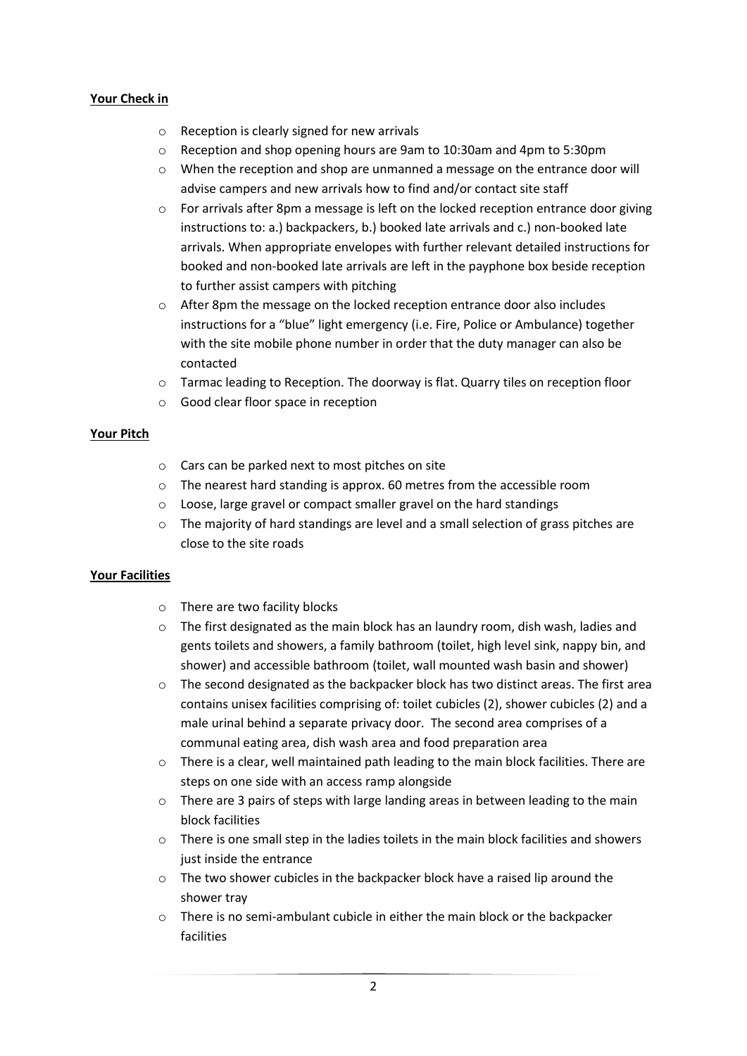**Your Check in**

- Reception is clearly signed for new arrivals
- Reception and shop opening hours are 9am to 10:30am and 4pm to 5:30pm
- When the reception and shop are unmanned a message on the entrance door will advise campers and new arrivals how to find and/or contact site staff
- For arrivals after 8pm a message is left on the locked reception entrance door giving instructions to: a.) backpackers, b.) booked late arrivals and c.) non-booked late arrivals. When appropriate envelopes with further relevant detailed instructions for booked and non-booked late arrivals are left in the payphone box beside reception to further assist campers with pitching
- After 8pm the message on the locked reception entrance door also includes instructions for a "blue" light emergency (i.e. Fire, Police or Ambulance) together with the site mobile phone number in order that the duty manager can also be contacted
- Tarmac leading to Reception. The doorway is flat. Quarry tiles on reception floor
- Good clear floor space in reception

**Your Pitch**

- Cars can be parked next to most pitches on site
- The nearest hard standing is approx. 60 metres from the accessible room
- Loose, large gravel or compact smaller gravel on the hard standings
- The majority of hard standings are level and a small selection of grass pitches are close to the site roads

**Your Facilities**

- There are two facility blocks
- The first designated as the main block has an laundry room, dish wash, ladies and gents toilets and showers, a family bathroom (toilet, high level sink, nappy bin, and shower) and accessible bathroom (toilet, wall mounted wash basin and shower)
- The second designated as the backpacker block has two distinct areas. The first area contains unisex facilities comprising of: toilet cubicles (2), shower cubicles (2) and a male urinal behind a separate privacy door. The second area comprises of a communal eating area, dish wash area and food preparation area
- There is a clear, well maintained path leading to the main block facilities. There are steps on one side with an access ramp alongside
- There are 3 pairs of steps with large landing areas in between leading to the main block facilities
- There is one small step in the ladies toilets in the main block facilities and showers just inside the entrance
- The two shower cubicles in the backpacker block have a raised lip around the shower tray
- There is no semi-ambulant cubicle in either the main block or the backpacker facilities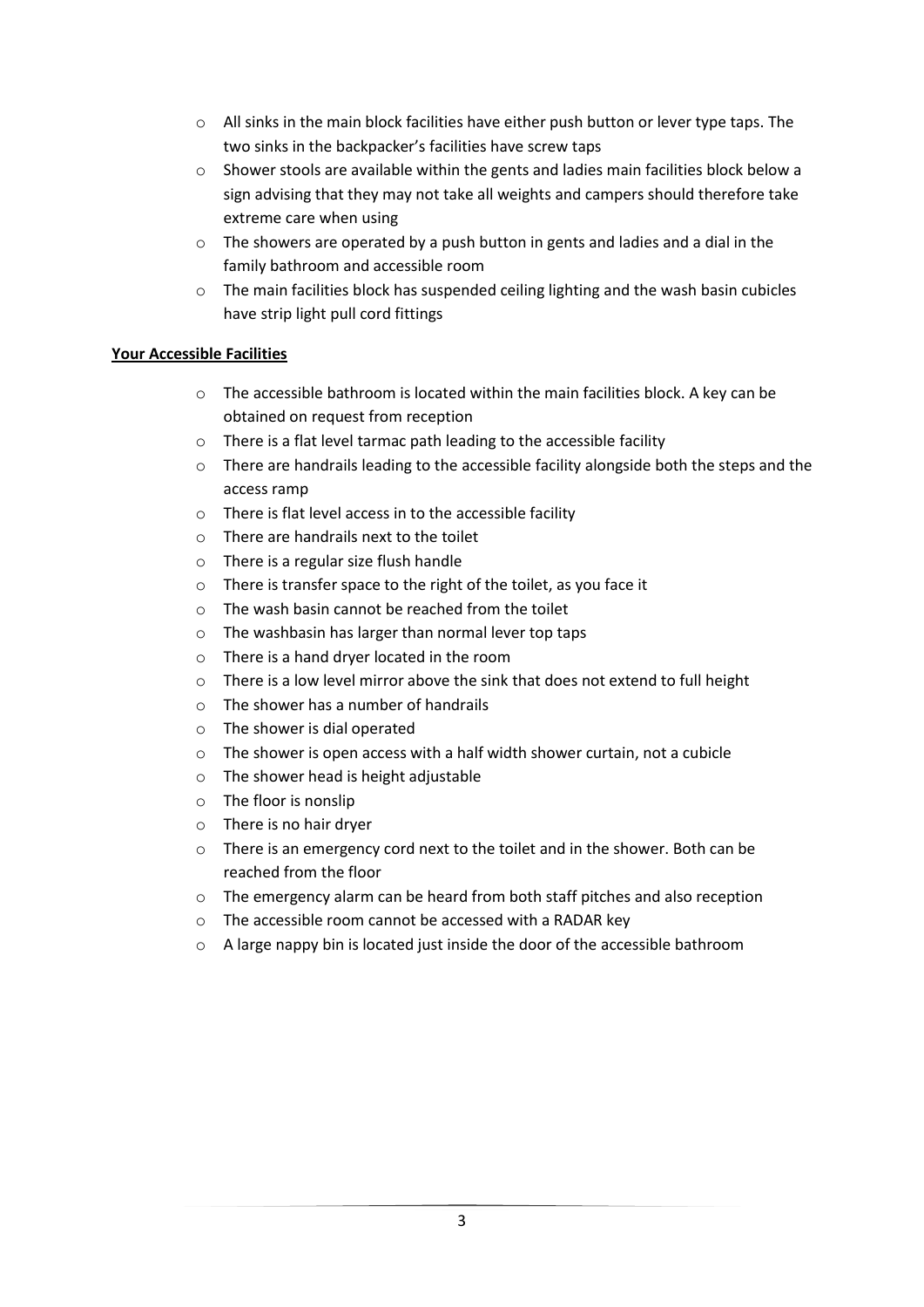- All sinks in the main block facilities have either push button or lever type taps. The two sinks in the backpacker's facilities have screw taps
- Shower stools are available within the gents and ladies main facilities block below a sign advising that they may not take all weights and campers should therefore take extreme care when using
- The showers are operated by a push button in gents and ladies and a dial in the family bathroom and accessible room
- The main facilities block has suspended ceiling lighting and the wash basin cubicles have strip light pull cord fittings

**Your Accessible Facilities**

- The accessible bathroom is located within the main facilities block. A key can be obtained on request from reception
- There is a flat level tarmac path leading to the accessible facility
- There are handrails leading to the accessible facility alongside both the steps and the access ramp
- There is flat level access in to the accessible facility
- There are handrails next to the toilet
- There is a regular size flush handle
- There is transfer space to the right of the toilet, as you face it
- The wash basin cannot be reached from the toilet
- The washbasin has larger than normal lever top taps
- There is a hand dryer located in the room
- There is a low level mirror above the sink that does not extend to full height
- The shower has a number of handrails
- The shower is dial operated
- The shower is open access with a half width shower curtain, not a cubicle
- The shower head is height adjustable
- The floor is nonslip
- There is no hair dryer
- There is an emergency cord next to the toilet and in the shower. Both can be reached from the floor
- The emergency alarm can be heard from both staff pitches and also reception
- The accessible room cannot be accessed with a RADAR key
- A large nappy bin is located just inside the door of the accessible bathroom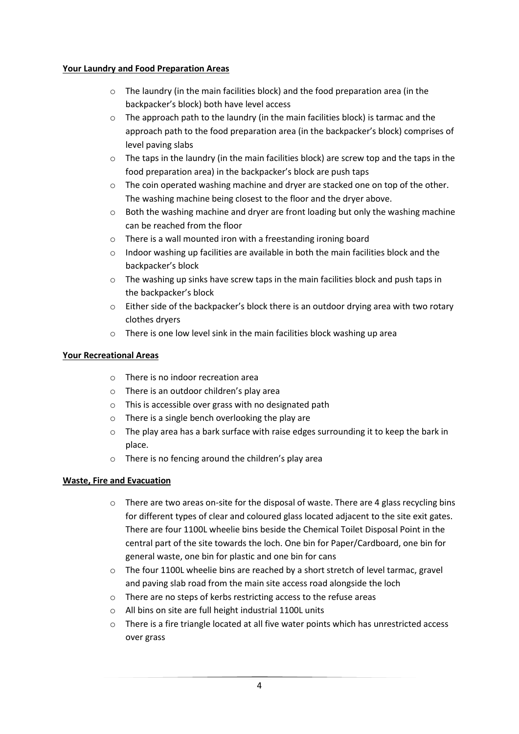**Your Laundry and Food Preparation Areas**

- The laundry (in the main facilities block) and the food preparation area (in the backpacker's block) both have level access
- The approach path to the laundry (in the main facilities block) is tarmac and the approach path to the food preparation area (in the backpacker's block) comprises of level paving slabs
- The taps in the laundry (in the main facilities block) are screw top and the taps in the food preparation area) in the backpacker's block are push taps
- The coin operated washing machine and dryer are stacked one on top of the other. The washing machine being closest to the floor and the dryer above.
- Both the washing machine and dryer are front loading but only the washing machine can be reached from the floor
- There is a wall mounted iron with a freestanding ironing board
- Indoor washing up facilities are available in both the main facilities block and the backpacker's block
- The washing up sinks have screw taps in the main facilities block and push taps in the backpacker's block
- Either side of the backpacker's block there is an outdoor drying area with two rotary clothes dryers
- There is one low level sink in the main facilities block washing up area

**Your Recreational Areas**

- There is no indoor recreation area
- There is an outdoor children's play area
- This is accessible over grass with no designated path
- There is a single bench overlooking the play are
- The play area has a bark surface with raise edges surrounding it to keep the bark in place.
- There is no fencing around the children's play area

**Waste, Fire and Evacuation**

- There are two areas on-site for the disposal of waste. There are 4 glass recycling bins for different types of clear and coloured glass located adjacent to the site exit gates. There are four 1100L wheelie bins beside the Chemical Toilet Disposal Point in the central part of the site towards the loch. One bin for Paper/Cardboard, one bin for general waste, one bin for plastic and one bin for cans
- The four 1100L wheelie bins are reached by a short stretch of level tarmac, gravel and paving slab road from the main site access road alongside the loch
- There are no steps of kerbs restricting access to the refuse areas
- All bins on site are full height industrial 1100L units
- There is a fire triangle located at all five water points which has unrestricted access over grass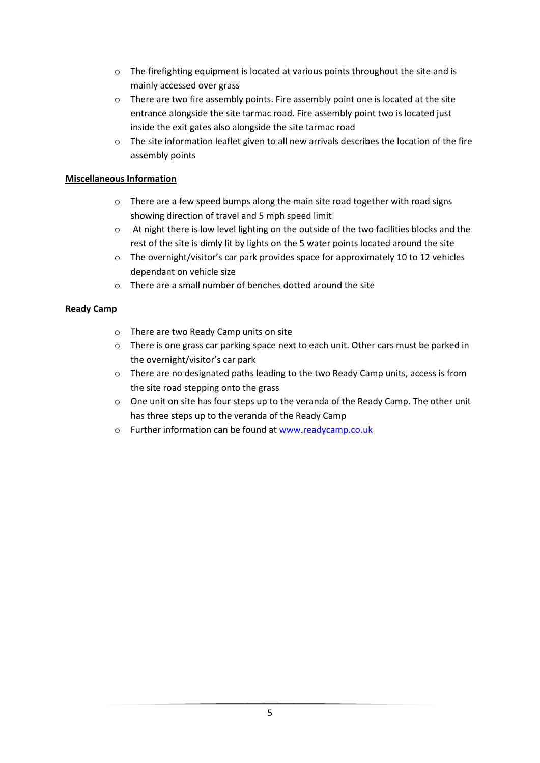- The firefighting equipment is located at various points throughout the site and is mainly accessed over grass
- There are two fire assembly points. Fire assembly point one is located at the site entrance alongside the site tarmac road. Fire assembly point two is located just inside the exit gates also alongside the site tarmac road
- The site information leaflet given to all new arrivals describes the location of the fire assembly points

**Miscellaneous Information**

- There are a few speed bumps along the main site road together with road signs showing direction of travel and 5 mph speed limit
- At night there is low level lighting on the outside of the two facilities blocks and the rest of the site is dimly lit by lights on the 5 water points located around the site
- The overnight/visitor's car park provides space for approximately 10 to 12 vehicles dependant on vehicle size
- There are a small number of benches dotted around the site

**Ready Camp**

- There are two Ready Camp units on site
- There is one grass car parking space next to each unit. Other cars must be parked in the overnight/visitor's car park
- There are no designated paths leading to the two Ready Camp units, access is from the site road stepping onto the grass
- One unit on site has four steps up to the veranda of the Ready Camp. The other unit has three steps up to the veranda of the Ready Camp
- Further information can be found at [www.readycamp.co.uk](http://www.readycamp.co.uk)